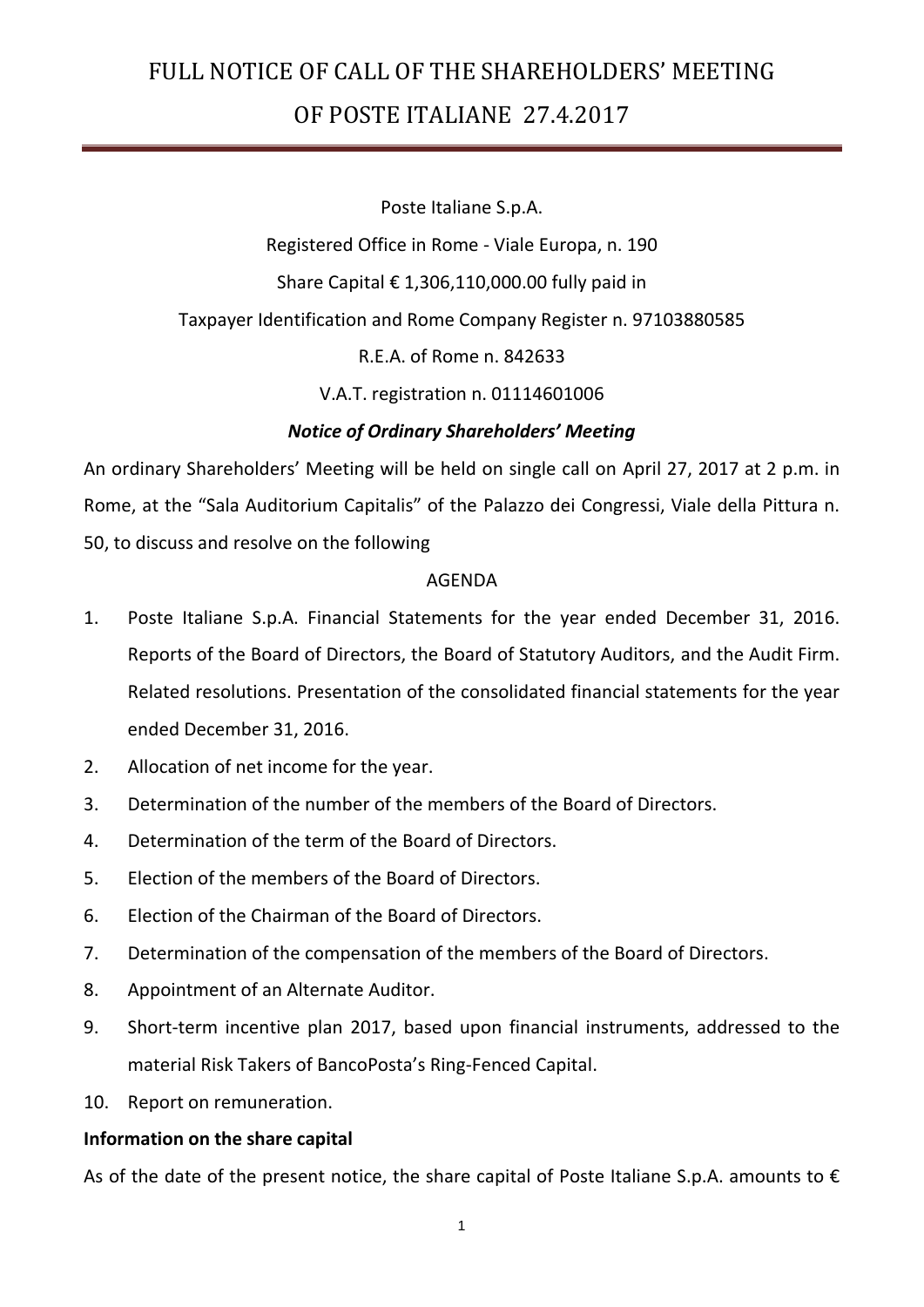# FULL NOTICE OF CALL OF THE SHAREHOLDERS' MEETING OF POSTE ITALIANE 27.4.2017

Poste Italiane S.p.A.

Registered Office in Rome - Viale Europa, n. 190

Share Capital € 1,306,110,000.00 fully paid in

Taxpayer Identification and Rome Company Register n. 97103880585

R.E.A. of Rome n. 842633

V.A.T. registration n. 01114601006

***Notice of Ordinary Shareholders' Meeting***

An ordinary Shareholders' Meeting will be held on single call on April 27, 2017 at 2 p.m. in Rome, at the "Sala Auditorium Capitalis" of the Palazzo dei Congressi, Viale della Pittura n. 50, to discuss and resolve on the following

AGENDA

1. Poste Italiane S.p.A. Financial Statements for the year ended December 31, 2016. Reports of the Board of Directors, the Board of Statutory Auditors, and the Audit Firm. Related resolutions. Presentation of the consolidated financial statements for the year ended December 31, 2016.
2. Allocation of net income for the year.
3. Determination of the number of the members of the Board of Directors.
4. Determination of the term of the Board of Directors.
5. Election of the members of the Board of Directors.
6. Election of the Chairman of the Board of Directors.
7. Determination of the compensation of the members of the Board of Directors.
8. Appointment of an Alternate Auditor.
9. Short-term incentive plan 2017, based upon financial instruments, addressed to the material Risk Takers of BancoPosta's Ring-Fenced Capital.
10. Report on remuneration.

**Information on the share capital**

As of the date of the present notice, the share capital of Poste Italiane S.p.A. amounts to €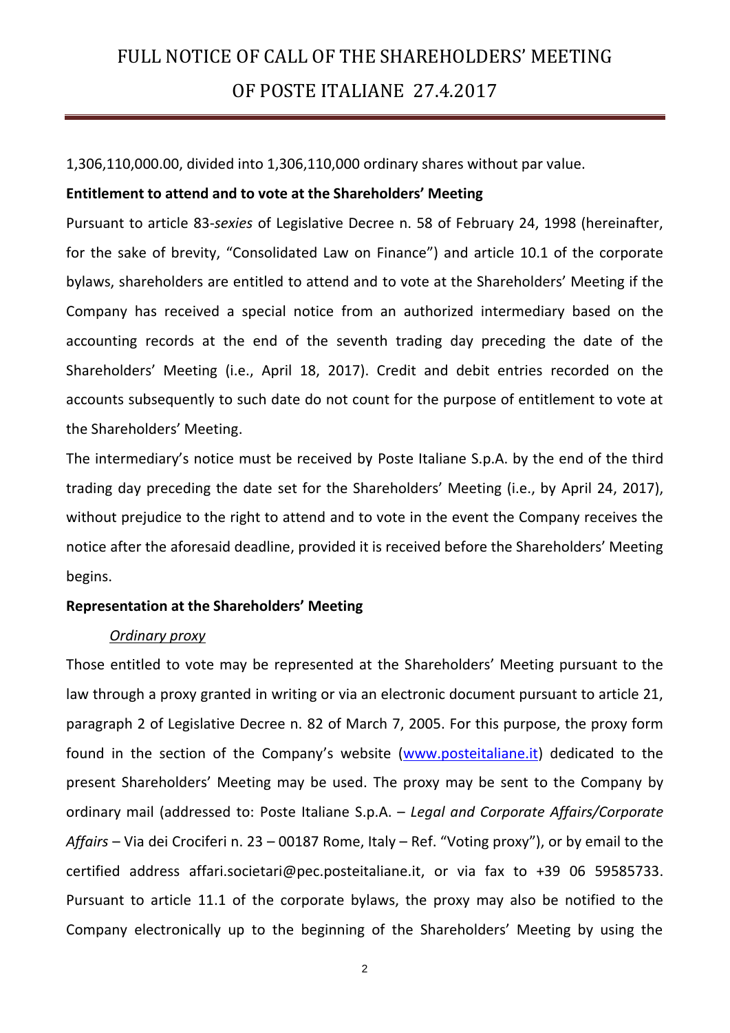1,306,110,000.00, divided into 1,306,110,000 ordinary shares without par value.

**Entitlement to attend and to vote at the Shareholders' Meeting**

Pursuant to article 83-*sexies* of Legislative Decree n. 58 of February 24, 1998 (hereinafter, for the sake of brevity, "Consolidated Law on Finance") and article 10.1 of the corporate bylaws, shareholders are entitled to attend and to vote at the Shareholders' Meeting if the Company has received a special notice from an authorized intermediary based on the accounting records at the end of the seventh trading day preceding the date of the Shareholders' Meeting (i.e., April 18, 2017). Credit and debit entries recorded on the accounts subsequently to such date do not count for the purpose of entitlement to vote at the Shareholders' Meeting.

The intermediary's notice must be received by Poste Italiane S.p.A. by the end of the third trading day preceding the date set for the Shareholders' Meeting (i.e., by April 24, 2017), without prejudice to the right to attend and to vote in the event the Company receives the notice after the aforesaid deadline, provided it is received before the Shareholders' Meeting begins.

**Representation at the Shareholders' Meeting**

*Ordinary proxy*

Those entitled to vote may be represented at the Shareholders' Meeting pursuant to the law through a proxy granted in writing or via an electronic document pursuant to article 21, paragraph 2 of Legislative Decree n. 82 of March 7, 2005. For this purpose, the proxy form found in the section of the Company's website (www.posteitaliane.it) dedicated to the present Shareholders' Meeting may be used. The proxy may be sent to the Company by ordinary mail (addressed to: Poste Italiane S.p.A. – *Legal and Corporate Affairs/Corporate Affairs* – Via dei Crociferi n. 23 – 00187 Rome, Italy – Ref. "Voting proxy"), or by email to the certified address affari.societari@pec.posteitaliane.it, or via fax to +39 06 59585733. Pursuant to article 11.1 of the corporate bylaws, the proxy may also be notified to the Company electronically up to the beginning of the Shareholders' Meeting by using the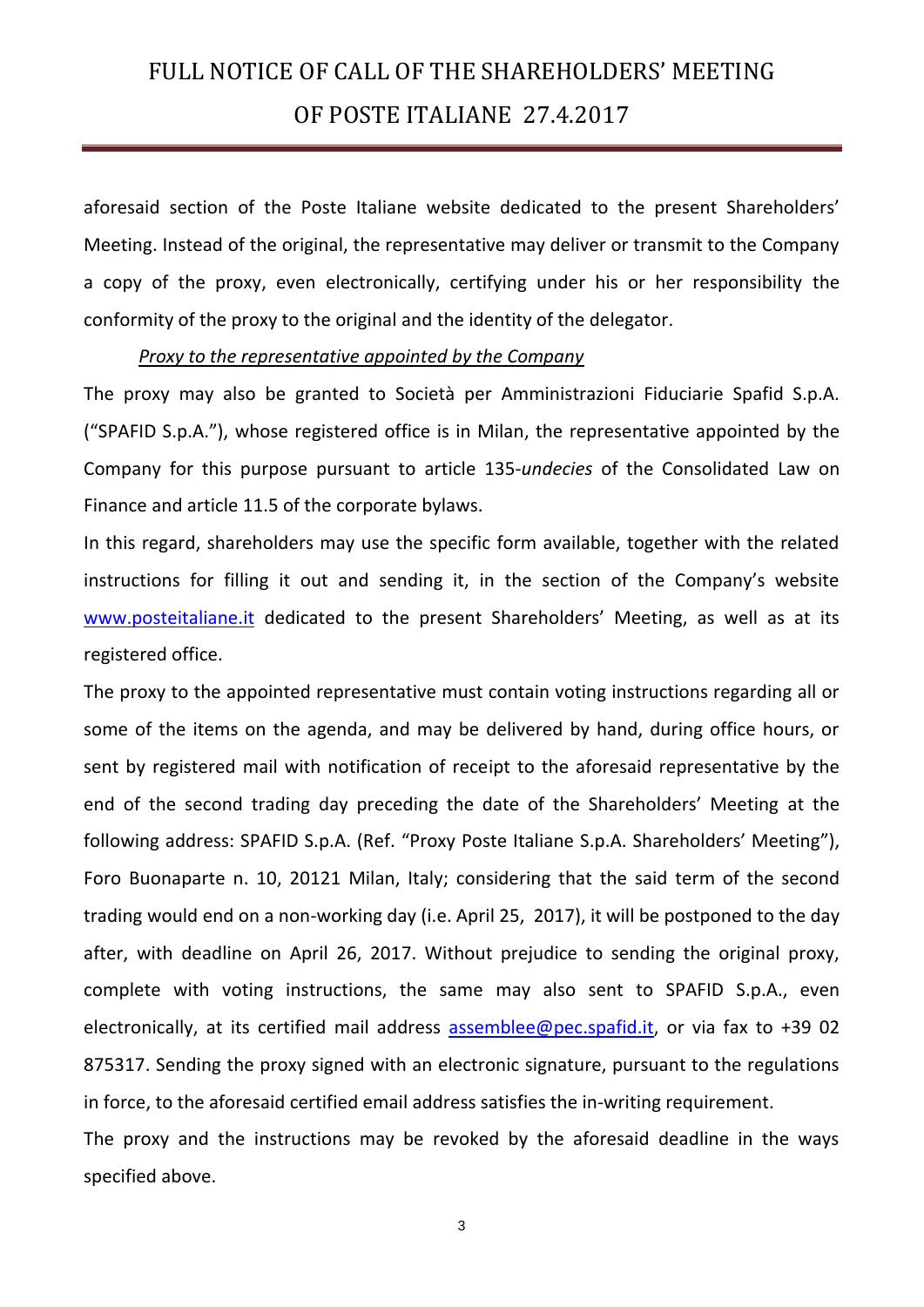aforesaid section of the Poste Italiane website dedicated to the present Shareholders' Meeting. Instead of the original, the representative may deliver or transmit to the Company a copy of the proxy, even electronically, certifying under his or her responsibility the conformity of the proxy to the original and the identity of the delegator.

*Proxy to the representative appointed by the Company*

The proxy may also be granted to Società per Amministrazioni Fiduciarie Spafid S.p.A. ("SPAFID S.p.A."), whose registered office is in Milan, the representative appointed by the Company for this purpose pursuant to article 135-*undecies* of the Consolidated Law on Finance and article 11.5 of the corporate bylaws.

In this regard, shareholders may use the specific form available, together with the related instructions for filling it out and sending it, in the section of the Company's website [www.posteitaliane.it](www.posteitaliane.it) dedicated to the present Shareholders' Meeting, as well as at its registered office.

The proxy to the appointed representative must contain voting instructions regarding all or some of the items on the agenda, and may be delivered by hand, during office hours, or sent by registered mail with notification of receipt to the aforesaid representative by the end of the second trading day preceding the date of the Shareholders' Meeting at the following address: SPAFID S.p.A. (Ref. "Proxy Poste Italiane S.p.A. Shareholders' Meeting"), Foro Buonaparte n. 10, 20121 Milan, Italy; considering that the said term of the second trading would end on a non-working day (i.e. April 25, 2017), it will be postponed to the day after, with deadline on April 26, 2017. Without prejudice to sending the original proxy, complete with voting instructions, the same may also sent to SPAFID S.p.A., even electronically, at its certified mail address [assemblee@pec.spafid.it](mailto:assemblee@pec.spafid.it), or via fax to +39 02 875317. Sending the proxy signed with an electronic signature, pursuant to the regulations in force, to the aforesaid certified email address satisfies the in-writing requirement.

The proxy and the instructions may be revoked by the aforesaid deadline in the ways specified above.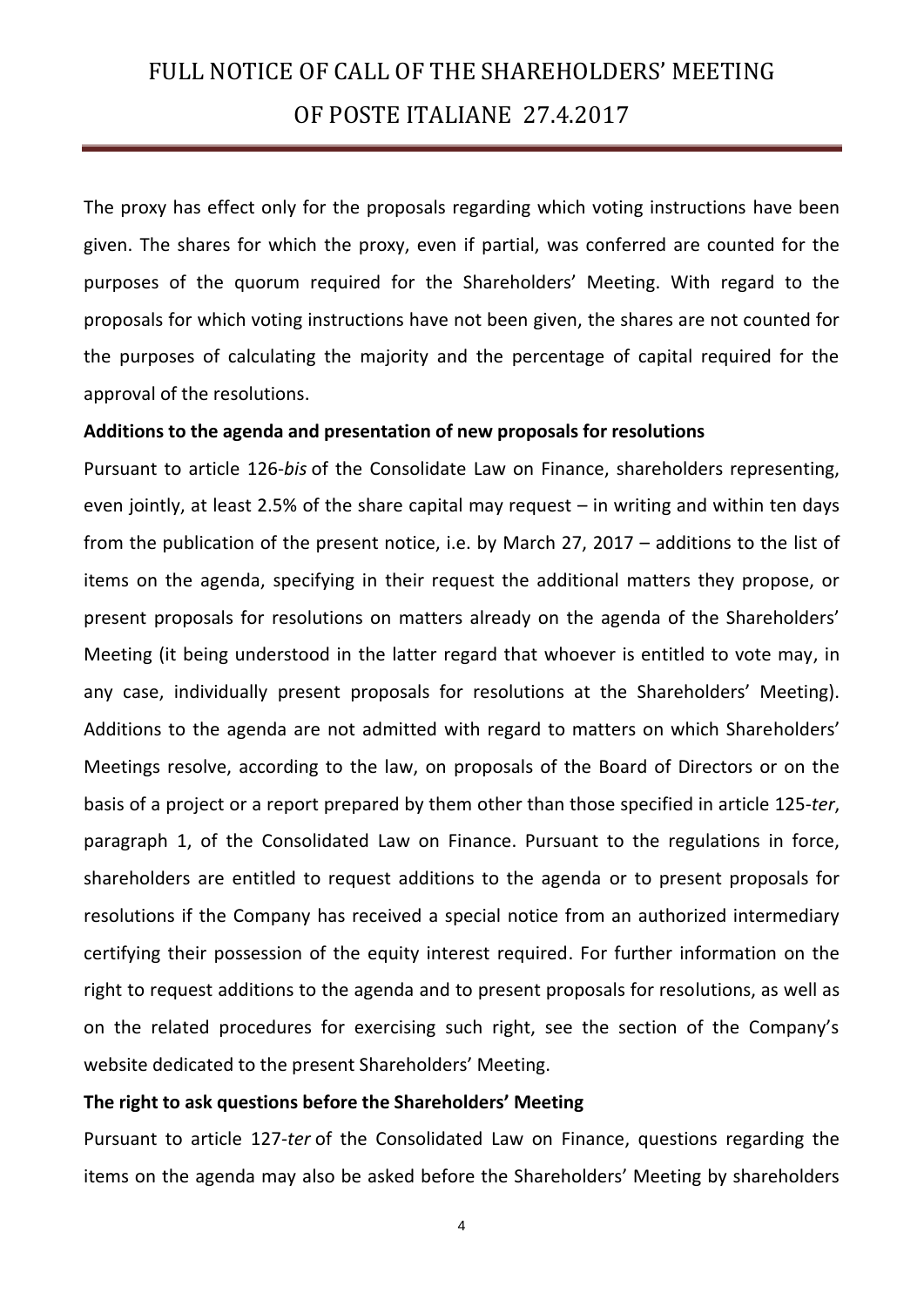The proxy has effect only for the proposals regarding which voting instructions have been given. The shares for which the proxy, even if partial, was conferred are counted for the purposes of the quorum required for the Shareholders' Meeting. With regard to the proposals for which voting instructions have not been given, the shares are not counted for the purposes of calculating the majority and the percentage of capital required for the approval of the resolutions.

**Additions to the agenda and presentation of new proposals for resolutions**

Pursuant to article 126-*bis* of the Consolidate Law on Finance, shareholders representing, even jointly, at least 2.5% of the share capital may request – in writing and within ten days from the publication of the present notice, i.e. by March 27, 2017 – additions to the list of items on the agenda, specifying in their request the additional matters they propose, or present proposals for resolutions on matters already on the agenda of the Shareholders' Meeting (it being understood in the latter regard that whoever is entitled to vote may, in any case, individually present proposals for resolutions at the Shareholders' Meeting). Additions to the agenda are not admitted with regard to matters on which Shareholders' Meetings resolve, according to the law, on proposals of the Board of Directors or on the basis of a project or a report prepared by them other than those specified in article 125-*ter*, paragraph 1, of the Consolidated Law on Finance. Pursuant to the regulations in force, shareholders are entitled to request additions to the agenda or to present proposals for resolutions if the Company has received a special notice from an authorized intermediary certifying their possession of the equity interest required. For further information on the right to request additions to the agenda and to present proposals for resolutions, as well as on the related procedures for exercising such right, see the section of the Company's website dedicated to the present Shareholders' Meeting.

**The right to ask questions before the Shareholders' Meeting**

Pursuant to article 127-*ter* of the Consolidated Law on Finance, questions regarding the items on the agenda may also be asked before the Shareholders' Meeting by shareholders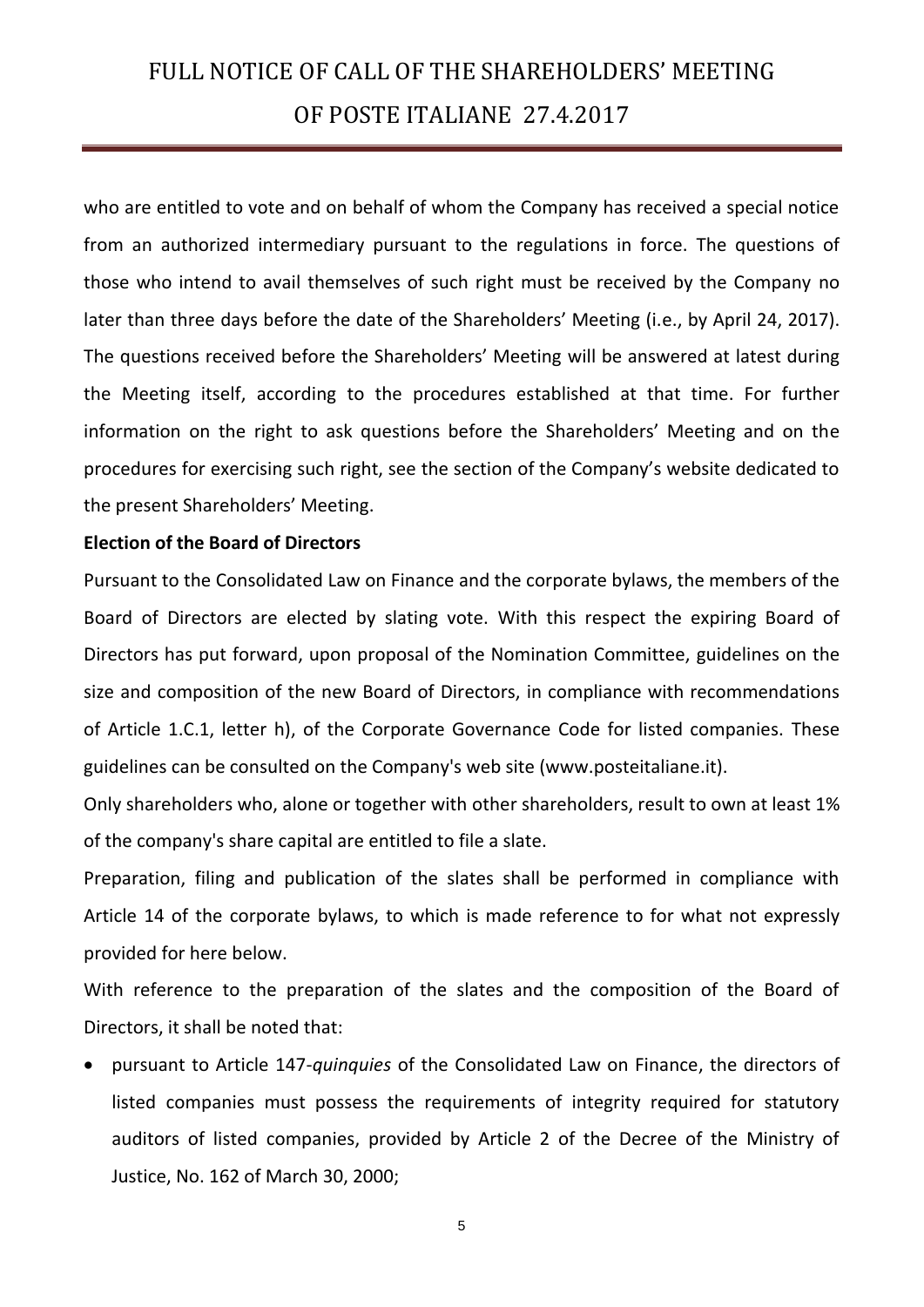who are entitled to vote and on behalf of whom the Company has received a special notice from an authorized intermediary pursuant to the regulations in force. The questions of those who intend to avail themselves of such right must be received by the Company no later than three days before the date of the Shareholders' Meeting (i.e., by April 24, 2017). The questions received before the Shareholders' Meeting will be answered at latest during the Meeting itself, according to the procedures established at that time. For further information on the right to ask questions before the Shareholders' Meeting and on the procedures for exercising such right, see the section of the Company's website dedicated to the present Shareholders' Meeting.

**Election of the Board of Directors**

Pursuant to the Consolidated Law on Finance and the corporate bylaws, the members of the Board of Directors are elected by slating vote. With this respect the expiring Board of Directors has put forward, upon proposal of the Nomination Committee, guidelines on the size and composition of the new Board of Directors, in compliance with recommendations of Article 1.C.1, letter h), of the Corporate Governance Code for listed companies. These guidelines can be consulted on the Company's web site (www.posteitaliane.it).

Only shareholders who, alone or together with other shareholders, result to own at least 1% of the company's share capital are entitled to file a slate.

Preparation, filing and publication of the slates shall be performed in compliance with Article 14 of the corporate bylaws, to which is made reference to for what not expressly provided for here below.

With reference to the preparation of the slates and the composition of the Board of Directors, it shall be noted that:

- pursuant to Article 147-*quinquies* of the Consolidated Law on Finance, the directors of listed companies must possess the requirements of integrity required for statutory auditors of listed companies, provided by Article 2 of the Decree of the Ministry of Justice, No. 162 of March 30, 2000;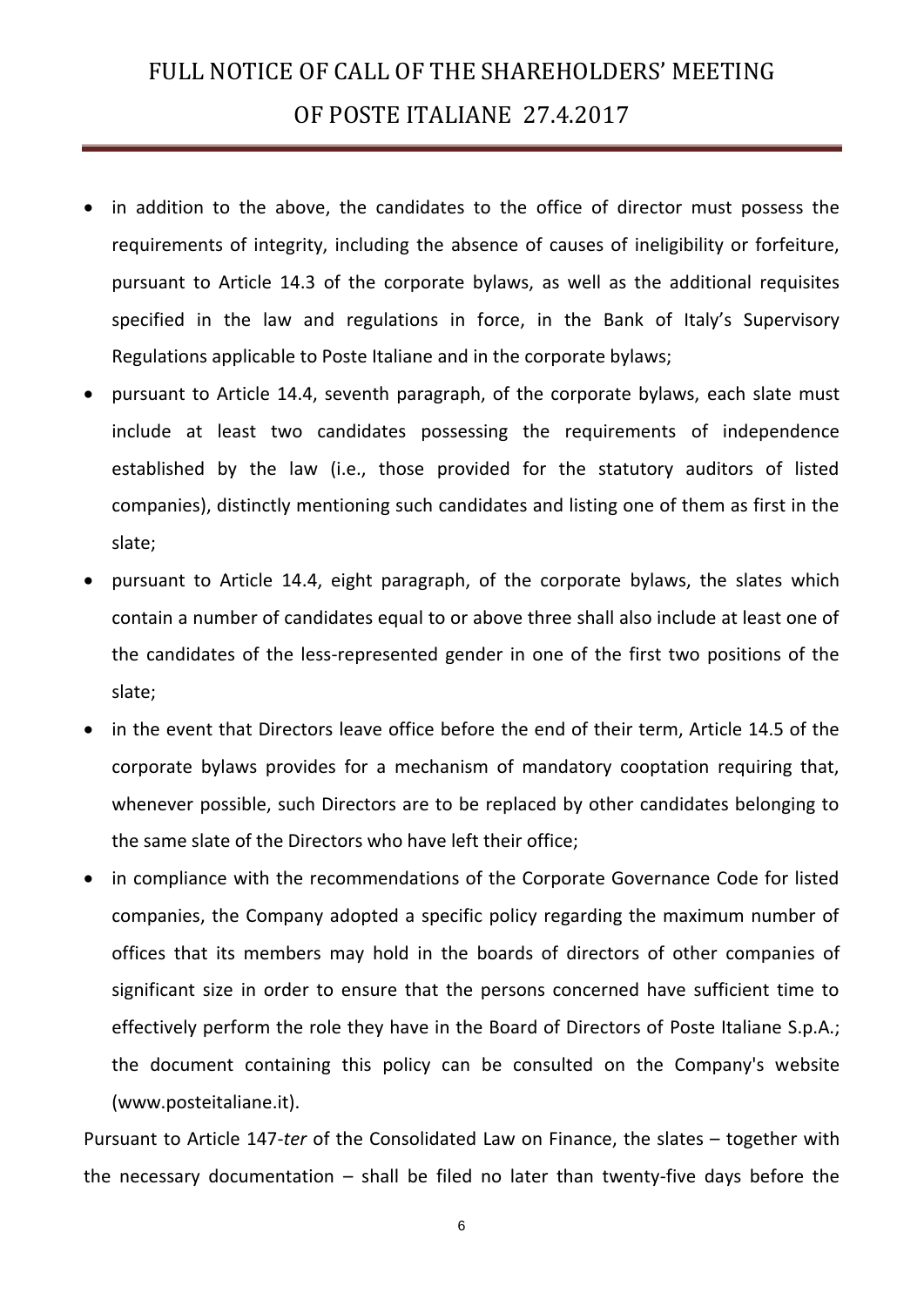- in addition to the above, the candidates to the office of director must possess the requirements of integrity, including the absence of causes of ineligibility or forfeiture, pursuant to Article 14.3 of the corporate bylaws, as well as the additional requisites specified in the law and regulations in force, in the Bank of Italy's Supervisory Regulations applicable to Poste Italiane and in the corporate bylaws;
- pursuant to Article 14.4, seventh paragraph, of the corporate bylaws, each slate must include at least two candidates possessing the requirements of independence established by the law (i.e., those provided for the statutory auditors of listed companies), distinctly mentioning such candidates and listing one of them as first in the slate;
- pursuant to Article 14.4, eight paragraph, of the corporate bylaws, the slates which contain a number of candidates equal to or above three shall also include at least one of the candidates of the less-represented gender in one of the first two positions of the slate;
- in the event that Directors leave office before the end of their term, Article 14.5 of the corporate bylaws provides for a mechanism of mandatory cooptation requiring that, whenever possible, such Directors are to be replaced by other candidates belonging to the same slate of the Directors who have left their office;
- in compliance with the recommendations of the Corporate Governance Code for listed companies, the Company adopted a specific policy regarding the maximum number of offices that its members may hold in the boards of directors of other companies of significant size in order to ensure that the persons concerned have sufficient time to effectively perform the role they have in the Board of Directors of Poste Italiane S.p.A.; the document containing this policy can be consulted on the Company's website (www.posteitaliane.it).

Pursuant to Article 147-*ter* of the Consolidated Law on Finance, the slates – together with the necessary documentation – shall be filed no later than twenty-five days before the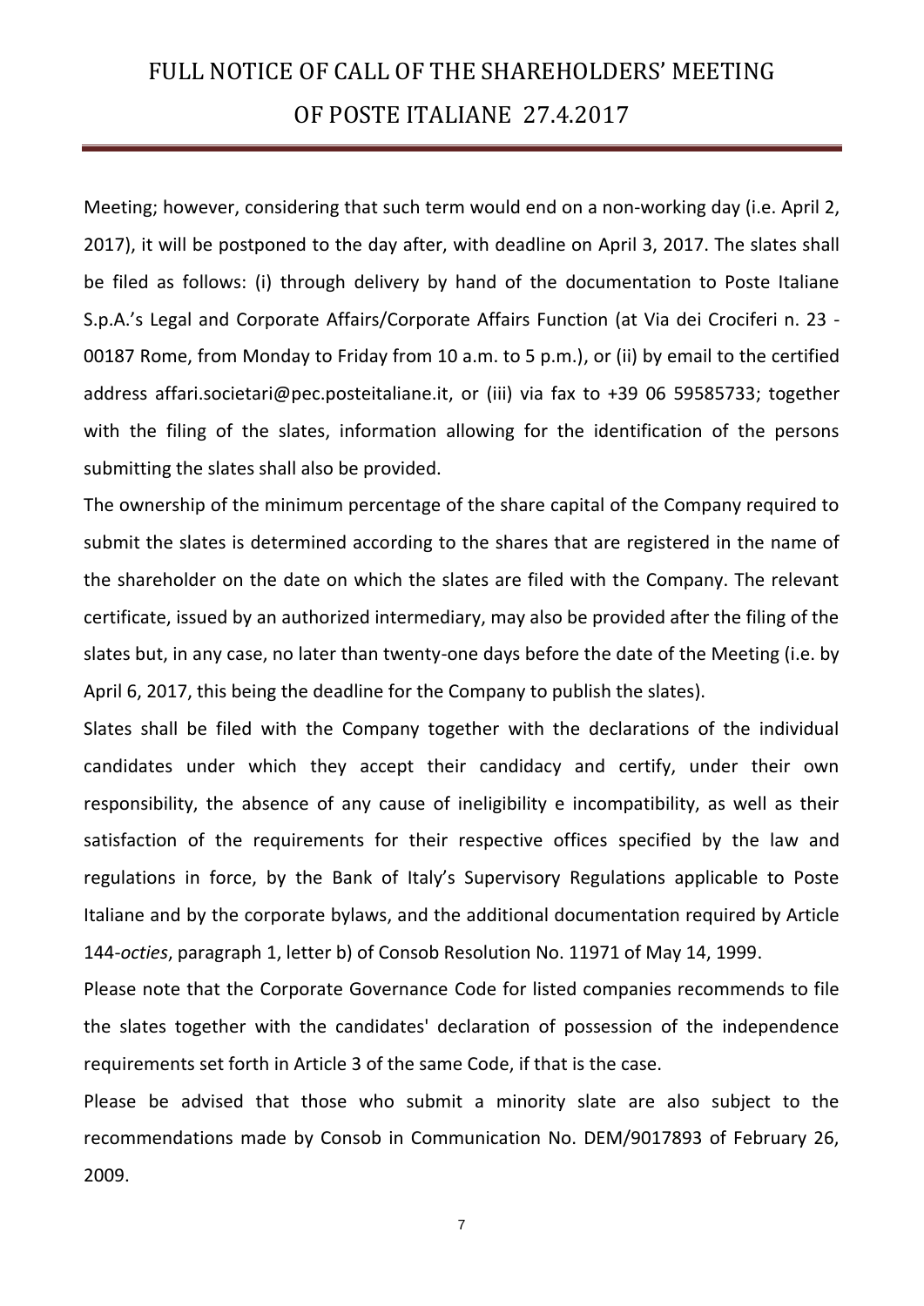Meeting; however, considering that such term would end on a non-working day (i.e. April 2, 2017), it will be postponed to the day after, with deadline on April 3, 2017. The slates shall be filed as follows: (i) through delivery by hand of the documentation to Poste Italiane S.p.A.'s Legal and Corporate Affairs/Corporate Affairs Function (at Via dei Crociferi n. 23 - 00187 Rome, from Monday to Friday from 10 a.m. to 5 p.m.), or (ii) by email to the certified address affari.societari@pec.posteitaliane.it, or (iii) via fax to +39 06 59585733; together with the filing of the slates, information allowing for the identification of the persons submitting the slates shall also be provided.

The ownership of the minimum percentage of the share capital of the Company required to submit the slates is determined according to the shares that are registered in the name of the shareholder on the date on which the slates are filed with the Company. The relevant certificate, issued by an authorized intermediary, may also be provided after the filing of the slates but, in any case, no later than twenty-one days before the date of the Meeting (i.e. by April 6, 2017, this being the deadline for the Company to publish the slates).

Slates shall be filed with the Company together with the declarations of the individual candidates under which they accept their candidacy and certify, under their own responsibility, the absence of any cause of ineligibility e incompatibility, as well as their satisfaction of the requirements for their respective offices specified by the law and regulations in force, by the Bank of Italy's Supervisory Regulations applicable to Poste Italiane and by the corporate bylaws, and the additional documentation required by Article 144-*octies*, paragraph 1, letter b) of Consob Resolution No. 11971 of May 14, 1999.

Please note that the Corporate Governance Code for listed companies recommends to file the slates together with the candidates' declaration of possession of the independence requirements set forth in Article 3 of the same Code, if that is the case.

Please be advised that those who submit a minority slate are also subject to the recommendations made by Consob in Communication No. DEM/9017893 of February 26, 2009.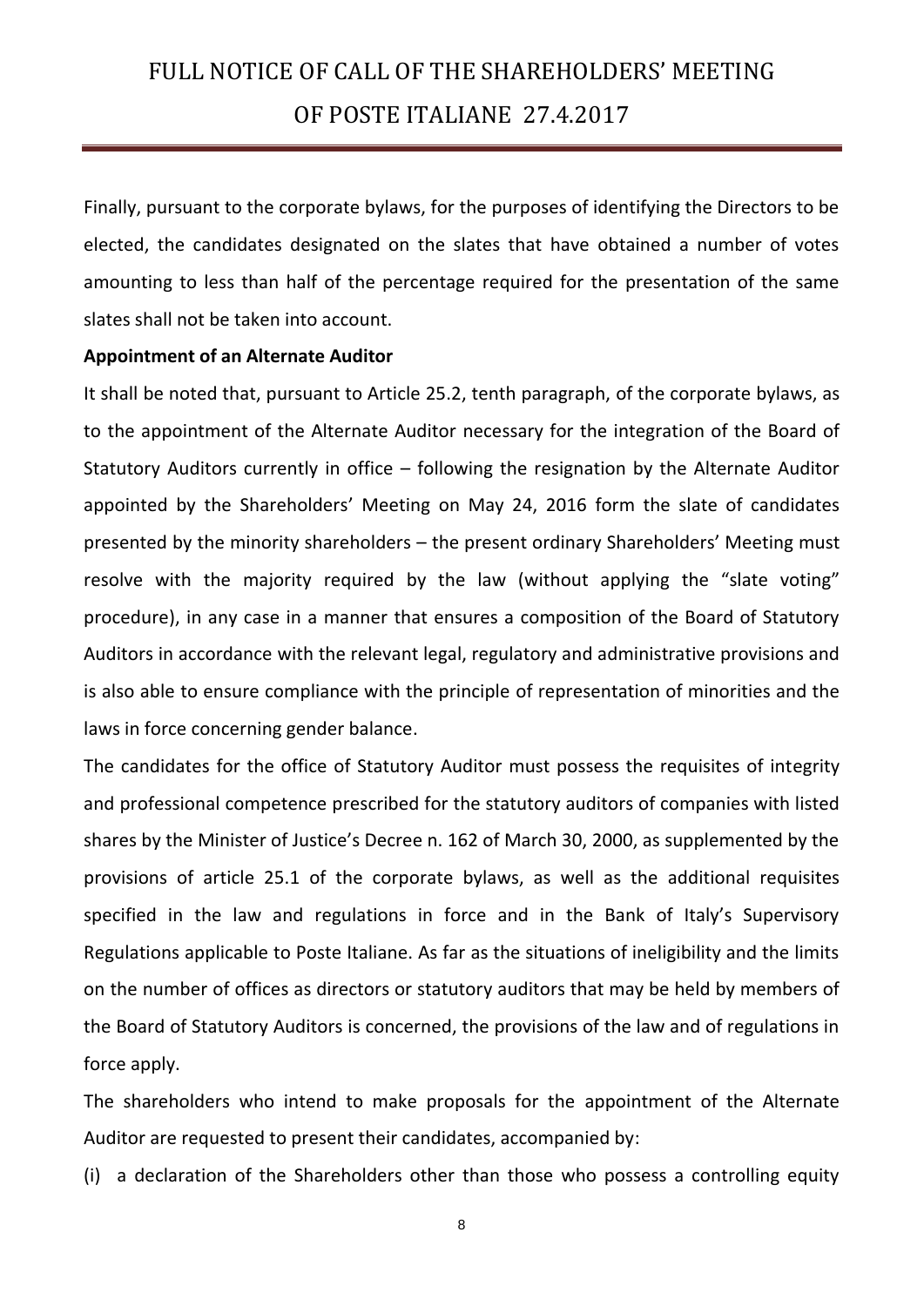Finally, pursuant to the corporate bylaws, for the purposes of identifying the Directors to be elected, the candidates designated on the slates that have obtained a number of votes amounting to less than half of the percentage required for the presentation of the same slates shall not be taken into account.

**Appointment of an Alternate Auditor**

It shall be noted that, pursuant to Article 25.2, tenth paragraph, of the corporate bylaws, as to the appointment of the Alternate Auditor necessary for the integration of the Board of Statutory Auditors currently in office – following the resignation by the Alternate Auditor appointed by the Shareholders' Meeting on May 24, 2016 form the slate of candidates presented by the minority shareholders – the present ordinary Shareholders' Meeting must resolve with the majority required by the law (without applying the "slate voting" procedure), in any case in a manner that ensures a composition of the Board of Statutory Auditors in accordance with the relevant legal, regulatory and administrative provisions and is also able to ensure compliance with the principle of representation of minorities and the laws in force concerning gender balance.

The candidates for the office of Statutory Auditor must possess the requisites of integrity and professional competence prescribed for the statutory auditors of companies with listed shares by the Minister of Justice's Decree n. 162 of March 30, 2000, as supplemented by the provisions of article 25.1 of the corporate bylaws, as well as the additional requisites specified in the law and regulations in force and in the Bank of Italy's Supervisory Regulations applicable to Poste Italiane. As far as the situations of ineligibility and the limits on the number of offices as directors or statutory auditors that may be held by members of the Board of Statutory Auditors is concerned, the provisions of the law and of regulations in force apply.

The shareholders who intend to make proposals for the appointment of the Alternate Auditor are requested to present their candidates, accompanied by:

(i) a declaration of the Shareholders other than those who possess a controlling equity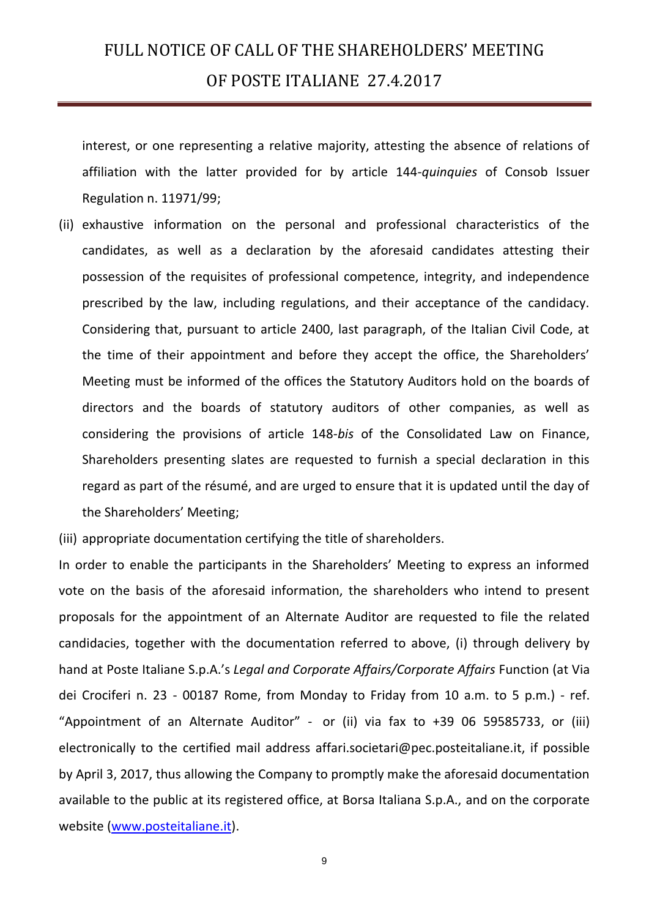interest, or one representing a relative majority, attesting the absence of relations of affiliation with the latter provided for by article 144-*quinquies* of Consob Issuer Regulation n. 11971/99;

(ii) exhaustive information on the personal and professional characteristics of the candidates, as well as a declaration by the aforesaid candidates attesting their possession of the requisites of professional competence, integrity, and independence prescribed by the law, including regulations, and their acceptance of the candidacy. Considering that, pursuant to article 2400, last paragraph, of the Italian Civil Code, at the time of their appointment and before they accept the office, the Shareholders' Meeting must be informed of the offices the Statutory Auditors hold on the boards of directors and the boards of statutory auditors of other companies, as well as considering the provisions of article 148-*bis* of the Consolidated Law on Finance, Shareholders presenting slates are requested to furnish a special declaration in this regard as part of the résumé, and are urged to ensure that it is updated until the day of the Shareholders' Meeting;

(iii) appropriate documentation certifying the title of shareholders.

In order to enable the participants in the Shareholders' Meeting to express an informed vote on the basis of the aforesaid information, the shareholders who intend to present proposals for the appointment of an Alternate Auditor are requested to file the related candidacies, together with the documentation referred to above, (i) through delivery by hand at Poste Italiane S.p.A.'s *Legal and Corporate Affairs/Corporate Affairs* Function (at Via dei Crociferi n. 23 - 00187 Rome, from Monday to Friday from 10 a.m. to 5 p.m.) - ref. "Appointment of an Alternate Auditor" - or (ii) via fax to +39 06 59585733, or (iii) electronically to the certified mail address affari.societari@pec.posteitaliane.it, if possible by April 3, 2017, thus allowing the Company to promptly make the aforesaid documentation available to the public at its registered office, at Borsa Italiana S.p.A., and on the corporate website ([www.posteitaliane.it](http://www.posteitaliane.it)).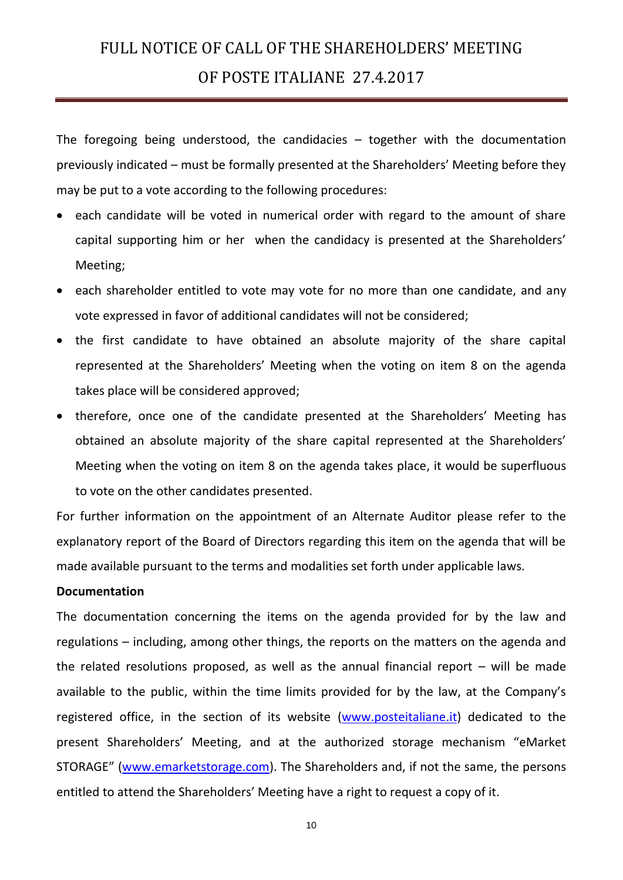The foregoing being understood, the candidacies – together with the documentation previously indicated – must be formally presented at the Shareholders' Meeting before they may be put to a vote according to the following procedures:

- each candidate will be voted in numerical order with regard to the amount of share capital supporting him or her when the candidacy is presented at the Shareholders' Meeting;
- each shareholder entitled to vote may vote for no more than one candidate, and any vote expressed in favor of additional candidates will not be considered;
- the first candidate to have obtained an absolute majority of the share capital represented at the Shareholders' Meeting when the voting on item 8 on the agenda takes place will be considered approved;
- therefore, once one of the candidate presented at the Shareholders' Meeting has obtained an absolute majority of the share capital represented at the Shareholders' Meeting when the voting on item 8 on the agenda takes place, it would be superfluous to vote on the other candidates presented.

For further information on the appointment of an Alternate Auditor please refer to the explanatory report of the Board of Directors regarding this item on the agenda that will be made available pursuant to the terms and modalities set forth under applicable laws.

**Documentation**

The documentation concerning the items on the agenda provided for by the law and regulations – including, among other things, the reports on the matters on the agenda and the related resolutions proposed, as well as the annual financial report – will be made available to the public, within the time limits provided for by the law, at the Company's registered office, in the section of its website (www.posteitaliane.it) dedicated to the present Shareholders' Meeting, and at the authorized storage mechanism "eMarket STORAGE" (www.emarketstorage.com). The Shareholders and, if not the same, the persons entitled to attend the Shareholders' Meeting have a right to request a copy of it.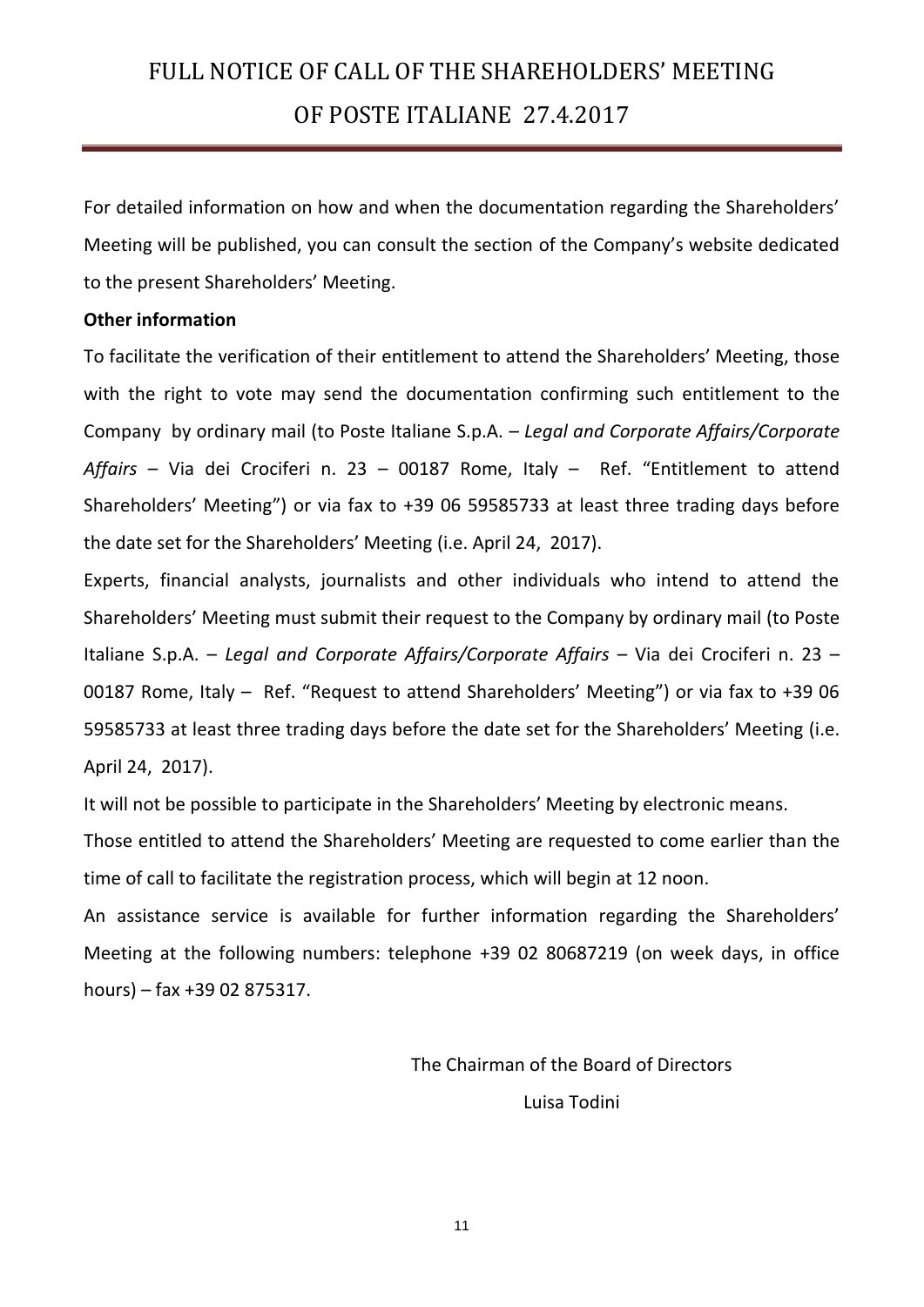For detailed information on how and when the documentation regarding the Shareholders' Meeting will be published, you can consult the section of the Company's website dedicated to the present Shareholders' Meeting.

**Other information**

To facilitate the verification of their entitlement to attend the Shareholders' Meeting, those with the right to vote may send the documentation confirming such entitlement to the Company by ordinary mail (to Poste Italiane S.p.A. – *Legal and Corporate Affairs/Corporate Affairs* – Via dei Crociferi n. 23 – 00187 Rome, Italy – Ref. "Entitlement to attend Shareholders' Meeting") or via fax to +39 06 59585733 at least three trading days before the date set for the Shareholders' Meeting (i.e. April 24, 2017).

Experts, financial analysts, journalists and other individuals who intend to attend the Shareholders' Meeting must submit their request to the Company by ordinary mail (to Poste Italiane S.p.A. – *Legal and Corporate Affairs/Corporate Affairs* – Via dei Crociferi n. 23 – 00187 Rome, Italy – Ref. "Request to attend Shareholders' Meeting") or via fax to +39 06 59585733 at least three trading days before the date set for the Shareholders' Meeting (i.e. April 24, 2017).

It will not be possible to participate in the Shareholders' Meeting by electronic means.

Those entitled to attend the Shareholders' Meeting are requested to come earlier than the time of call to facilitate the registration process, which will begin at 12 noon.

An assistance service is available for further information regarding the Shareholders' Meeting at the following numbers: telephone +39 02 80687219 (on week days, in office hours) – fax +39 02 875317.

The Chairman of the Board of Directors

Luisa Todini